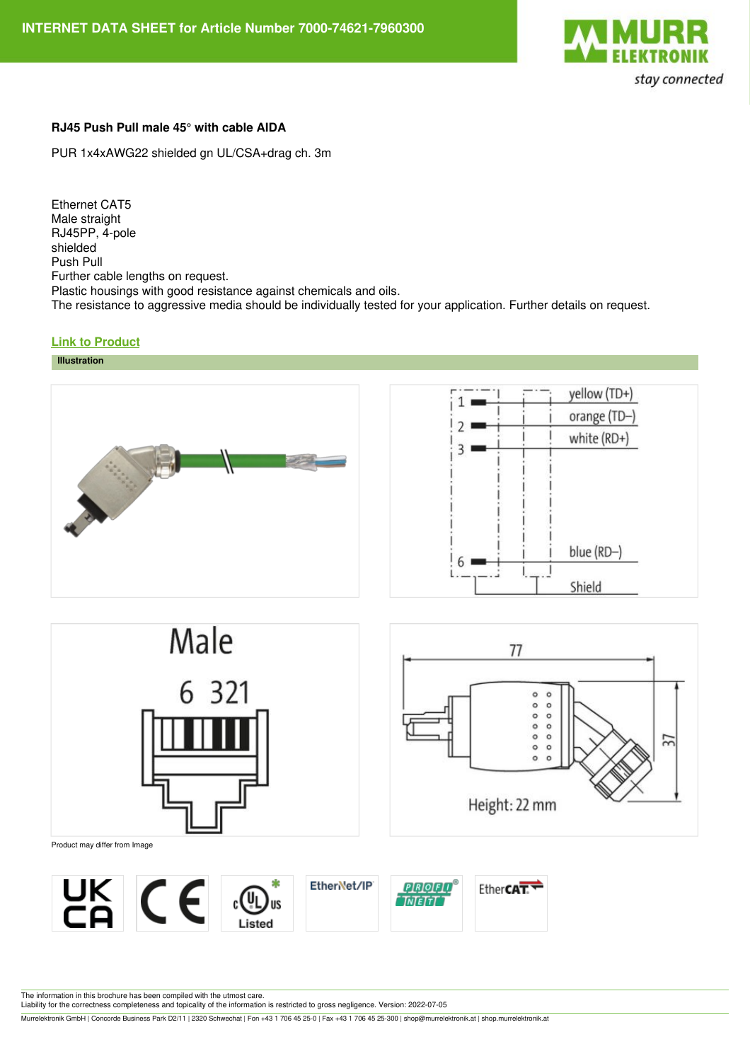# INTERNET DATA SHEET for Article Number 7000-74621-7960300

**RJ45 Push Pull male 45° with cable AIDA**

PUR 1x4xAWG22 shielded gn UL/CSA+drag ch. 3m

Ethernet CAT5
Male straight
RJ45PP, 4-pole
shielded
Push Pull
Further cable lengths on request.
Plastic housings with good resistance against chemicals and oils.
The resistance to aggressive media should be individually tested for your application. Further details on request.

**Link to Product**

**Illustration**

Product may differ from Image

The information in this brochure has been compiled with the utmost care.
Liability for the correctness completeness and topicality of the information is restricted to gross negligence. Version: 2022-07-05

Murrelektronik GmbH | Concorde Business Park D2/11 | 2320 Schwechat | Fon +43 1 706 45 25-0 | Fax +43 1 706 45 25-300 | shop@murrelektronik.at | shop.murrelektronik.at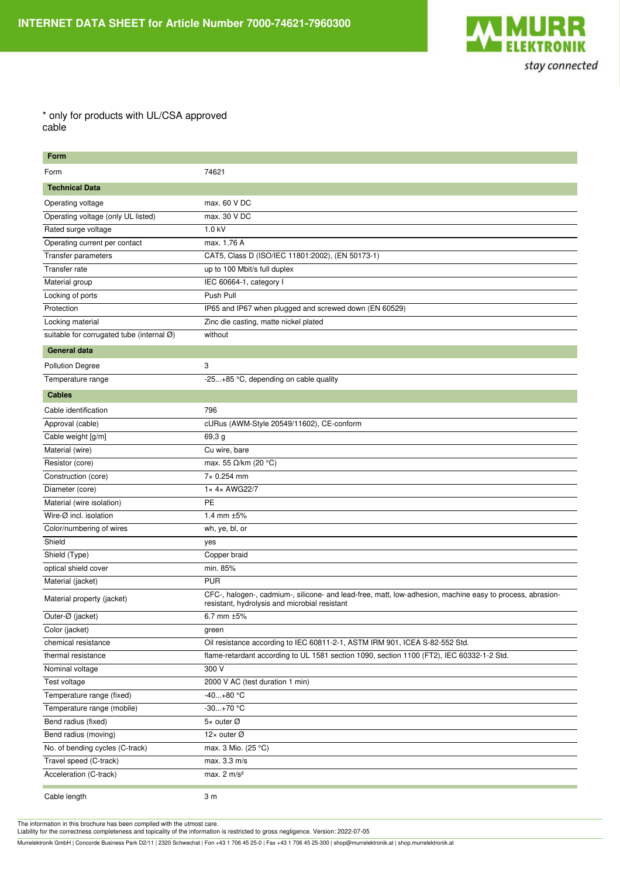\* only for products with UL/CSA approved cable

| | |
|---|---|
| **Form** | |
| Form | 74621 |
| **Technical Data** | |
| Operating voltage | max. 60 V DC |
| Operating voltage (only UL listed) | max. 30 V DC |
| Rated surge voltage | 1.0 kV |
| Operating current per contact | max. 1.76 A |
| Transfer parameters | CAT5, Class D (ISO/IEC 11801:2002), (EN 50173-1) |
| Transfer rate | up to 100 Mbit/s full duplex |
| Material group | IEC 60664-1, category I |
| Locking of ports | Push Pull |
| Protection | IP65 and IP67 when plugged and screwed down (EN 60529) |
| Locking material | Zinc die casting, matte nickel plated |
| suitable for corrugated tube (internal Ø) | without |
| **General data** | |
| Pollution Degree | 3 |
| Temperature range | -25...+85 °C, depending on cable quality |
| **Cables** | |
| Cable identification | 796 |
| Approval (cable) | cURus (AWM-Style 20549/11602), CE-conform |
| Cable weight [g/m] | 69,3 g |
| Material (wire) | Cu wire, bare |
| Resistor (core) | max. 55 Ω/km (20 °C) |
| Construction (core) | 7× 0.254 mm |
| Diameter (core) | 1× 4× AWG22/7 |
| Material (wire isolation) | PE |
| Wire-Ø incl. isolation | 1.4 mm ±5% |
| Color/numbering of wires | wh, ye, bl, or |
| Shield | yes |
| Shield (Type) | Copper braid |
| optical shield cover | min. 85% |
| Material (jacket) | PUR |
| Material property (jacket) | CFC-, halogen-, cadmium-, silicone- and lead-free, matt, low-adhesion, machine easy to process, abrasion-resistant, hydrolysis and microbial resistant |
| Outer-Ø (jacket) | 6.7 mm ±5% |
| Color (jacket) | green |
| chemical resistance | Oil resistance according to IEC 60811-2-1, ASTM IRM 901, ICEA S-82-552 Std. |
| thermal resistance | flame-retardant according to UL 1581 section 1090, section 1100 (FT2), IEC 60332-1-2 Std. |
| Nominal voltage | 300 V |
| Test voltage | 2000 V AC (test duration 1 min) |
| Temperature range (fixed) | -40...+80 °C |
| Temperature range (mobile) | -30...+70 °C |
| Bend radius (fixed) | 5× outer Ø |
| Bend radius (moving) | 12× outer Ø |
| No. of bending cycles (C-track) | max. 3 Mio. (25 °C) |
| Travel speed (C-track) | max. 3.3 m/s |
| Acceleration (C-track) | max. 2 m/s² |
| Cable length | 3 m |

The information in this brochure has been compiled with the utmost care.
Liability for the correctness completeness and topicality of the information is restricted to gross negligence. Version: 2022-07-05

Murrelektronik GmbH | Concorde Business Park D2/11 | 2320 Schwechat | Fon +43 1 706 45 25-0 | Fax +43 1 706 45 25-300 | shop@murrelektronik.at | shop.murrelektronik.at